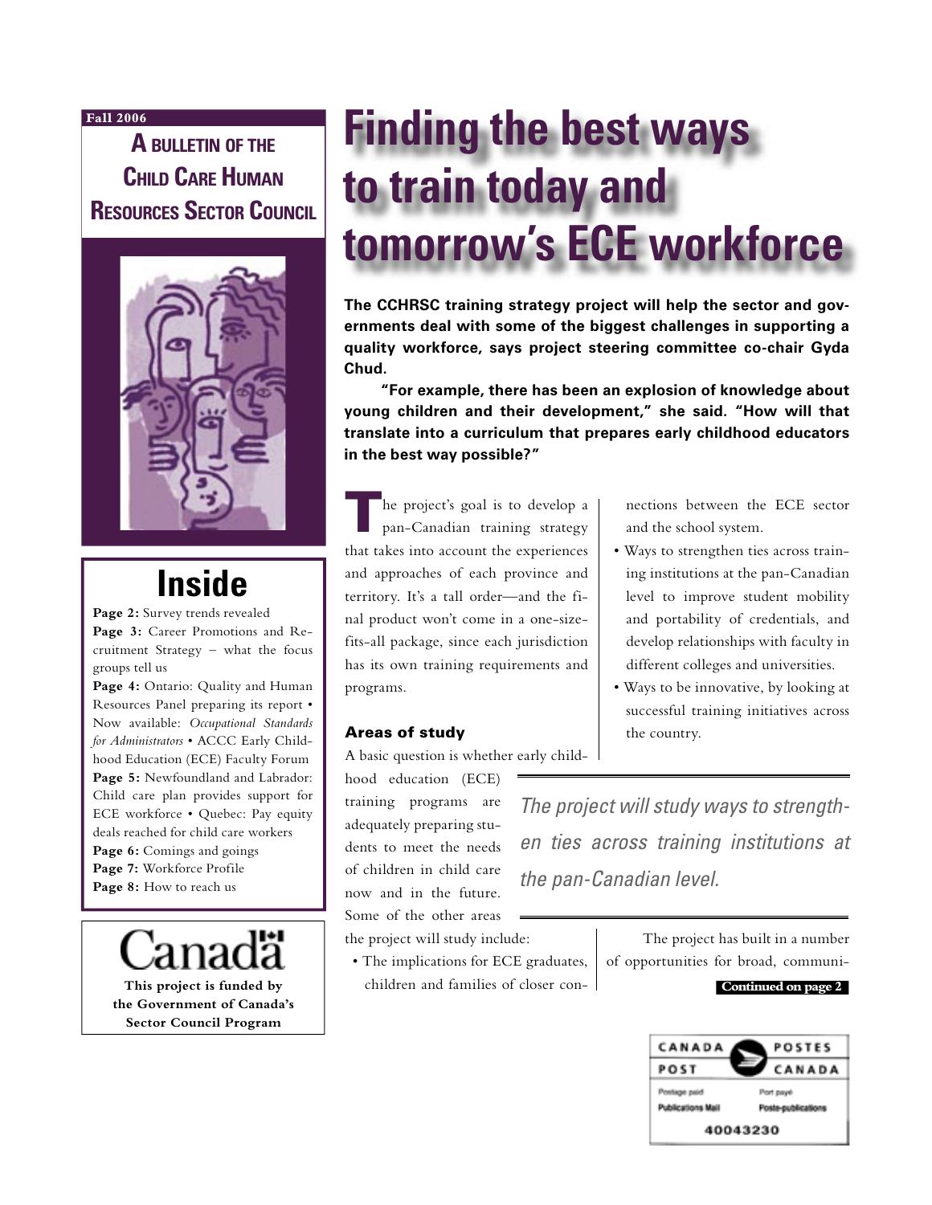Fall 2006

**A BULLETIN OF THE CHILD CARE HUMAN RESOURCES SECTOR COUNCIL**

# Finding the best ways to train today and tomorrow's ECE workforce

**The CCHRSC training strategy project will help the sector and governments deal with some of the biggest challenges in supporting a quality workforce, says project steering committee co-chair Gyda Chud.**

**"For example, there has been an explosion of knowledge about young children and their development," she said. "How will that translate into a curriculum that prepares early childhood educators in the best way possible?"**

The project's goal is to develop a pan-Canadian training strategy that takes into account the experiences and approaches of each province and territory. It's a tall order—and the final product won't come in a one-size-fits-all package, since each jurisdiction has its own training requirements and programs.

### Areas of study

A basic question is whether early childhood education (ECE) training programs are adequately preparing students to meet the needs of children in child care now and in the future. Some of the other areas the project will study include:

- The implications for ECE graduates, children and families of closer connections between the ECE sector and the school system.
- Ways to strengthen ties across training institutions at the pan-Canadian level to improve student mobility and portability of credentials, and develop relationships with faculty in different colleges and universities.
- Ways to be innovative, by looking at successful training initiatives across the country.

*The project will study ways to strengthen ties across training institutions at the pan-Canadian level.*

The project has built in a number of opportunities for broad, communi-

**Continued on page 2**

## Inside

**Page 2:** Survey trends revealed
**Page 3:** Career Promotions and Recruitment Strategy – what the focus groups tell us
**Page 4:** Ontario: Quality and Human Resources Panel preparing its report • Now available: *Occupational Standards for Administrators* • ACCC Early Childhood Education (ECE) Faculty Forum
**Page 5:** Newfoundland and Labrador: Child care plan provides support for ECE workforce • Quebec: Pay equity deals reached for child care workers
**Page 6:** Comings and goings
**Page 7:** Workforce Profile
**Page 8:** How to reach us

Canada

**This project is funded by the Government of Canada's Sector Council Program**

CANADA POST POSTES CANADA
Postage paid Port payé
Publications Mail Poste-publications
40043230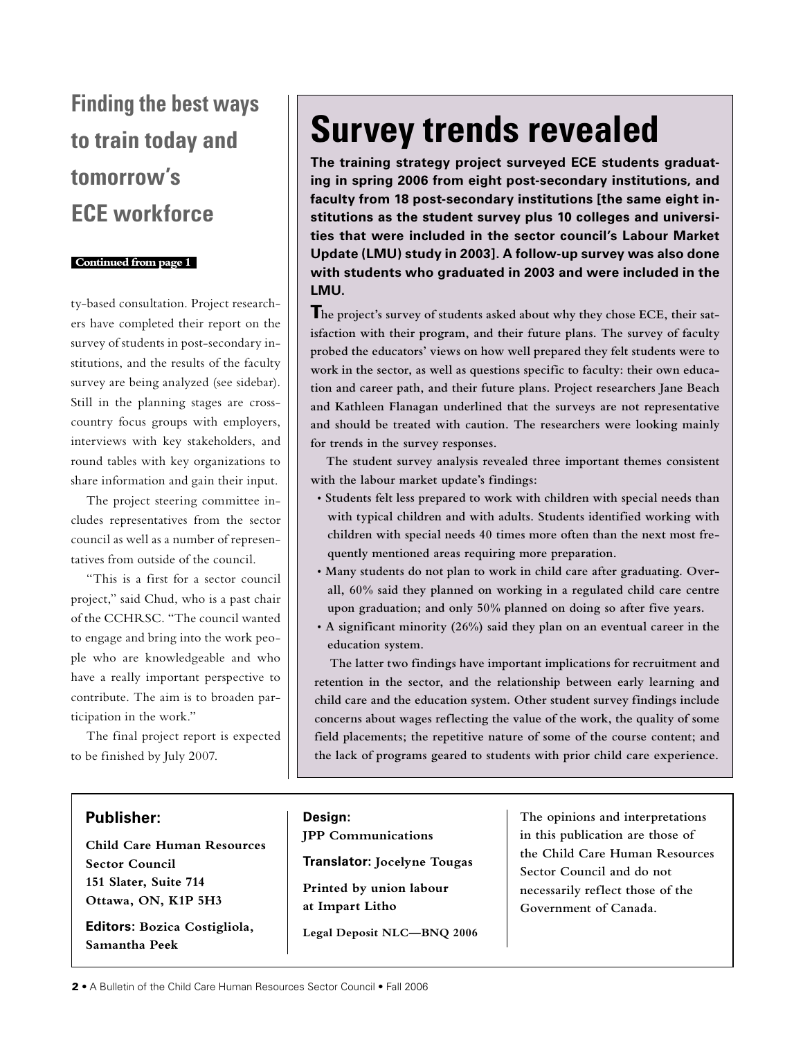## Finding the best ways to train today and tomorrow's ECE workforce

**Continued from page 1**

ty-based consultation. Project researchers have completed their report on the survey of students in post-secondary institutions, and the results of the faculty survey are being analyzed (see sidebar). Still in the planning stages are cross-country focus groups with employers, interviews with key stakeholders, and round tables with key organizations to share information and gain their input.

The project steering committee includes representatives from the sector council as well as a number of representatives from outside of the council.

"This is a first for a sector council project," said Chud, who is a past chair of the CCHRSC. "The council wanted to engage and bring into the work people who are knowledgeable and who have a really important perspective to contribute. The aim is to broaden participation in the work."

The final project report is expected to be finished by July 2007.

# Survey trends revealed

**The training strategy project surveyed ECE students graduating in spring 2006 from eight post-secondary institutions, and faculty from 18 post-secondary institutions [the same eight institutions as the student survey plus 10 colleges and universities that were included in the sector council's Labour Market Update (LMU) study in 2003]. A follow-up survey was also done with students who graduated in 2003 and were included in the LMU.**

The project's survey of students asked about why they chose ECE, their satisfaction with their program, and their future plans. The survey of faculty probed the educators' views on how well prepared they felt students were to work in the sector, as well as questions specific to faculty: their own education and career path, and their future plans. Project researchers Jane Beach and Kathleen Flanagan underlined that the surveys are not representative and should be treated with caution. The researchers were looking mainly for trends in the survey responses.

The student survey analysis revealed three important themes consistent with the labour market update's findings:

- Students felt less prepared to work with children with special needs than with typical children and with adults. Students identified working with children with special needs 40 times more often than the next most frequently mentioned areas requiring more preparation.
- Many students do not plan to work in child care after graduating. Overall, 60% said they planned on working in a regulated child care centre upon graduation; and only 50% planned on doing so after five years.
- A significant minority (26%) said they plan on an eventual career in the education system.

The latter two findings have important implications for recruitment and retention in the sector, and the relationship between early learning and child care and the education system. Other student survey findings include concerns about wages reflecting the value of the work, the quality of some field placements; the repetitive nature of some of the course content; and the lack of programs geared to students with prior child care experience.

**Publisher:**

**Child Care Human Resources Sector Council**
**151 Slater, Suite 714**
**Ottawa, ON, K1P 5H3**

**Editors: Bozica Costigliola, Samantha Peek**

**Design: JPP Communications**

**Translator: Jocelyne Tougas**

**Printed by union labour at Impart Litho**

**Legal Deposit NLC—BNQ 2006**

The opinions and interpretations in this publication are those of the Child Care Human Resources Sector Council and do not necessarily reflect those of the Government of Canada.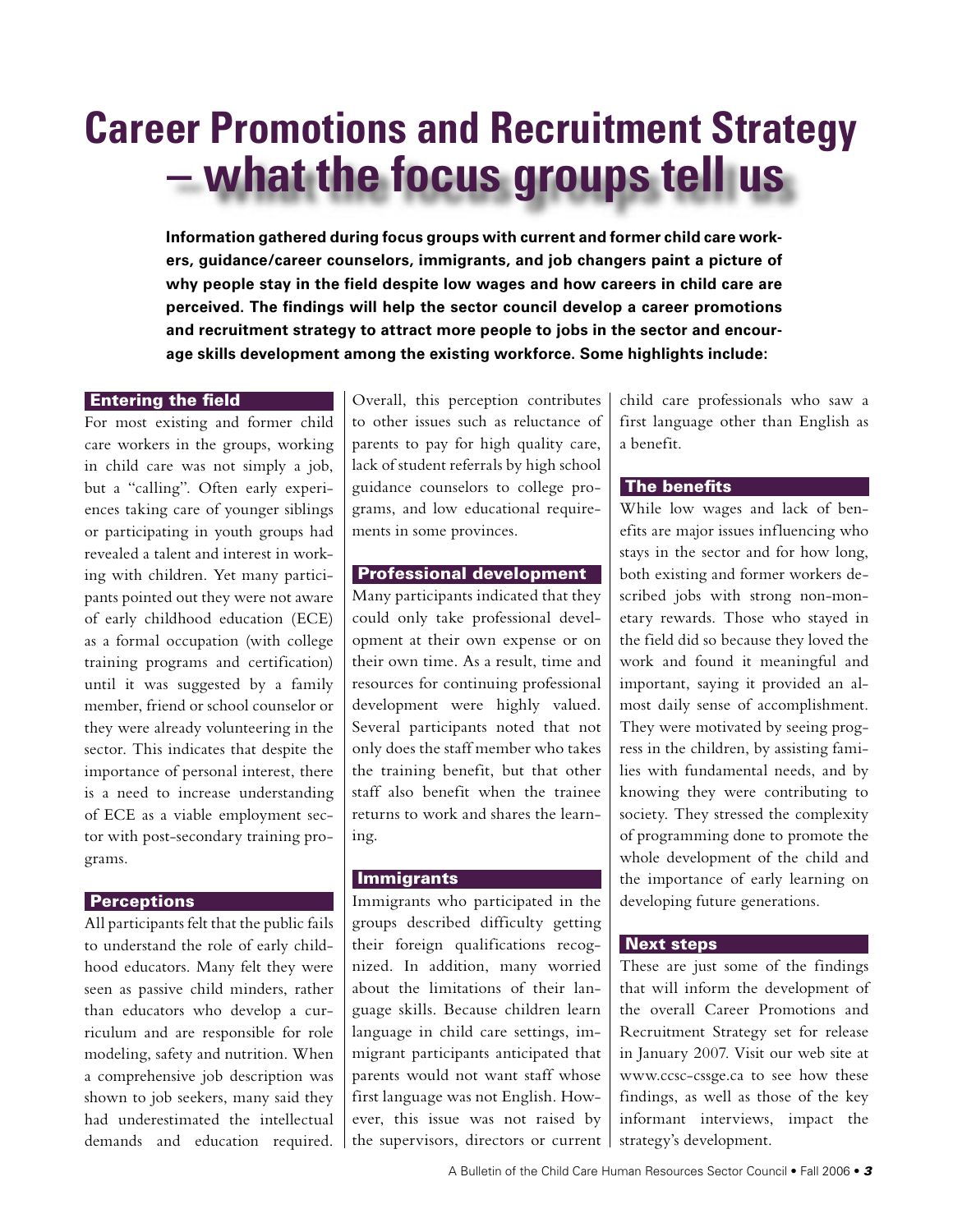# Career Promotions and Recruitment Strategy – what the focus groups tell us

**Information gathered during focus groups with current and former child care workers, guidance/career counselors, immigrants, and job changers paint a picture of why people stay in the field despite low wages and how careers in child care are perceived. The findings will help the sector council develop a career promotions and recruitment strategy to attract more people to jobs in the sector and encourage skills development among the existing workforce. Some highlights include:**

## Entering the field

For most existing and former child care workers in the groups, working in child care was not simply a job, but a "calling". Often early experiences taking care of younger siblings or participating in youth groups had revealed a talent and interest in working with children. Yet many participants pointed out they were not aware of early childhood education (ECE) as a formal occupation (with college training programs and certification) until it was suggested by a family member, friend or school counselor or they were already volunteering in the sector. This indicates that despite the importance of personal interest, there is a need to increase understanding of ECE as a viable employment sector with post-secondary training programs.

## Perceptions

All participants felt that the public fails to understand the role of early childhood educators. Many felt they were seen as passive child minders, rather than educators who develop a curriculum and are responsible for role modeling, safety and nutrition. When a comprehensive job description was shown to job seekers, many said they had underestimated the intellectual demands and education required. Overall, this perception contributes to other issues such as reluctance of parents to pay for high quality care, lack of student referrals by high school guidance counselors to college programs, and low educational requirements in some provinces.

## Professional development

Many participants indicated that they could only take professional development at their own expense or on their own time. As a result, time and resources for continuing professional development were highly valued. Several participants noted that not only does the staff member who takes the training benefit, but that other staff also benefit when the trainee returns to work and shares the learning.

## Immigrants

Immigrants who participated in the groups described difficulty getting their foreign qualifications recognized. In addition, many worried about the limitations of their language skills. Because children learn language in child care settings, immigrant participants anticipated that parents would not want staff whose first language was not English. However, this issue was not raised by the supervisors, directors or current child care professionals who saw a first language other than English as a benefit.

## The benefits

While low wages and lack of benefits are major issues influencing who stays in the sector and for how long, both existing and former workers described jobs with strong non-monetary rewards. Those who stayed in the field did so because they loved the work and found it meaningful and important, saying it provided an almost daily sense of accomplishment. They were motivated by seeing progress in the children, by assisting families with fundamental needs, and by knowing they were contributing to society. They stressed the complexity of programming done to promote the whole development of the child and the importance of early learning on developing future generations.

## Next steps

These are just some of the findings that will inform the development of the overall Career Promotions and Recruitment Strategy set for release in January 2007. Visit our web site at www.ccsc-cssge.ca to see how these findings, as well as those of the key informant interviews, impact the strategy's development.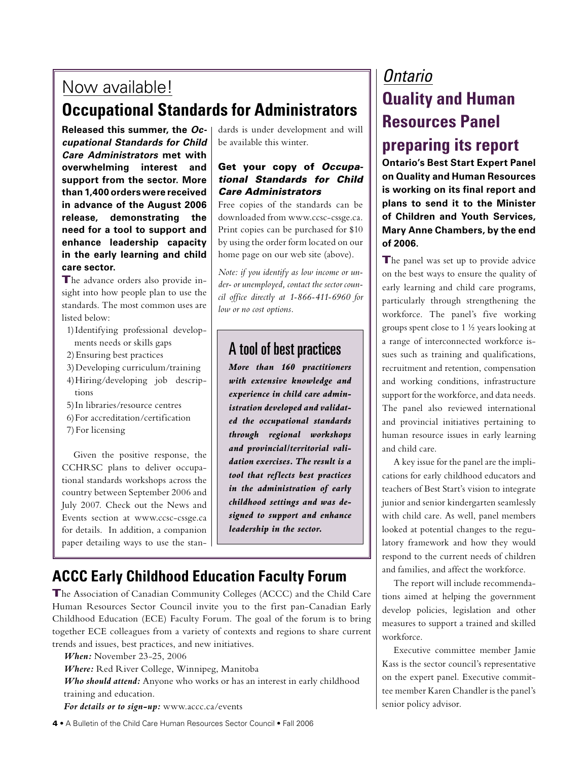## Now available!

# Occupational Standards for Administrators

**Released this summer, the *Occupational Standards for Child Care Administrators* met with overwhelming interest and support from the sector. More than 1,400 orders were received in advance of the August 2006 release, demonstrating the need for a tool to support and enhance leadership capacity in the early learning and child care sector.**

The advance orders also provide insight into how people plan to use the standards. The most common uses are listed below:

1) Identifying professional developments needs or skills gaps
2) Ensuring best practices
3) Developing curriculum/training
4) Hiring/developing job descriptions
5) In libraries/resource centres
6) For accreditation/certification
7) For licensing

Given the positive response, the CCHRSC plans to deliver occupational standards workshops across the country between September 2006 and July 2007. Check out the News and Events section at www.ccsc-cssge.ca for details. In addition, a companion paper detailing ways to use the standards is under development and will be available this winter.

### Get your copy of *Occupational Standards for Child Care Administrators*

Free copies of the standards can be downloaded from www.ccsc-cssge.ca. Print copies can be purchased for $10 by using the order form located on our home page on our web site (above).

*Note: if you identify as low income or under- or unemployed, contact the sector council office directly at 1-866-411-6960 for low or no cost options.*

### A tool of best practices

***More than 160 practitioners with extensive knowledge and experience in child care administration developed and validated the occupational standards through regional workshops and provincial/territorial validation exercises. The result is a tool that reflects best practices in the administration of early childhood settings and was designed to support and enhance leadership in the sector.***

# ACCC Early Childhood Education Faculty Forum

The Association of Canadian Community Colleges (ACCC) and the Child Care Human Resources Sector Council invite you to the first pan-Canadian Early Childhood Education (ECE) Faculty Forum. The goal of the forum is to bring together ECE colleagues from a variety of contexts and regions to share current trends and issues, best practices, and new initiatives.

***When:*** November 23-25, 2006

***Where:*** Red River College, Winnipeg, Manitoba

***Who should attend:*** Anyone who works or has an interest in early childhood training and education.

***For details or to sign-up:*** www.accc.ca/events

## *Ontario*

# Quality and Human Resources Panel preparing its report

**Ontario's Best Start Expert Panel on Quality and Human Resources is working on its final report and plans to send it to the Minister of Children and Youth Services, Mary Anne Chambers, by the end of 2006.**

The panel was set up to provide advice on the best ways to ensure the quality of early learning and child care programs, particularly through strengthening the workforce. The panel's five working groups spent close to 1 ½ years looking at a range of interconnected workforce issues such as training and qualifications, recruitment and retention, compensation and working conditions, infrastructure support for the workforce, and data needs. The panel also reviewed international and provincial initiatives pertaining to human resource issues in early learning and child care.

A key issue for the panel are the implications for early childhood educators and teachers of Best Start's vision to integrate junior and senior kindergarten seamlessly with child care. As well, panel members looked at potential changes to the regulatory framework and how they would respond to the current needs of children and families, and affect the workforce.

The report will include recommendations aimed at helping the government develop policies, legislation and other measures to support a trained and skilled workforce.

Executive committee member Jamie Kass is the sector council's representative on the expert panel. Executive committee member Karen Chandler is the panel's senior policy advisor.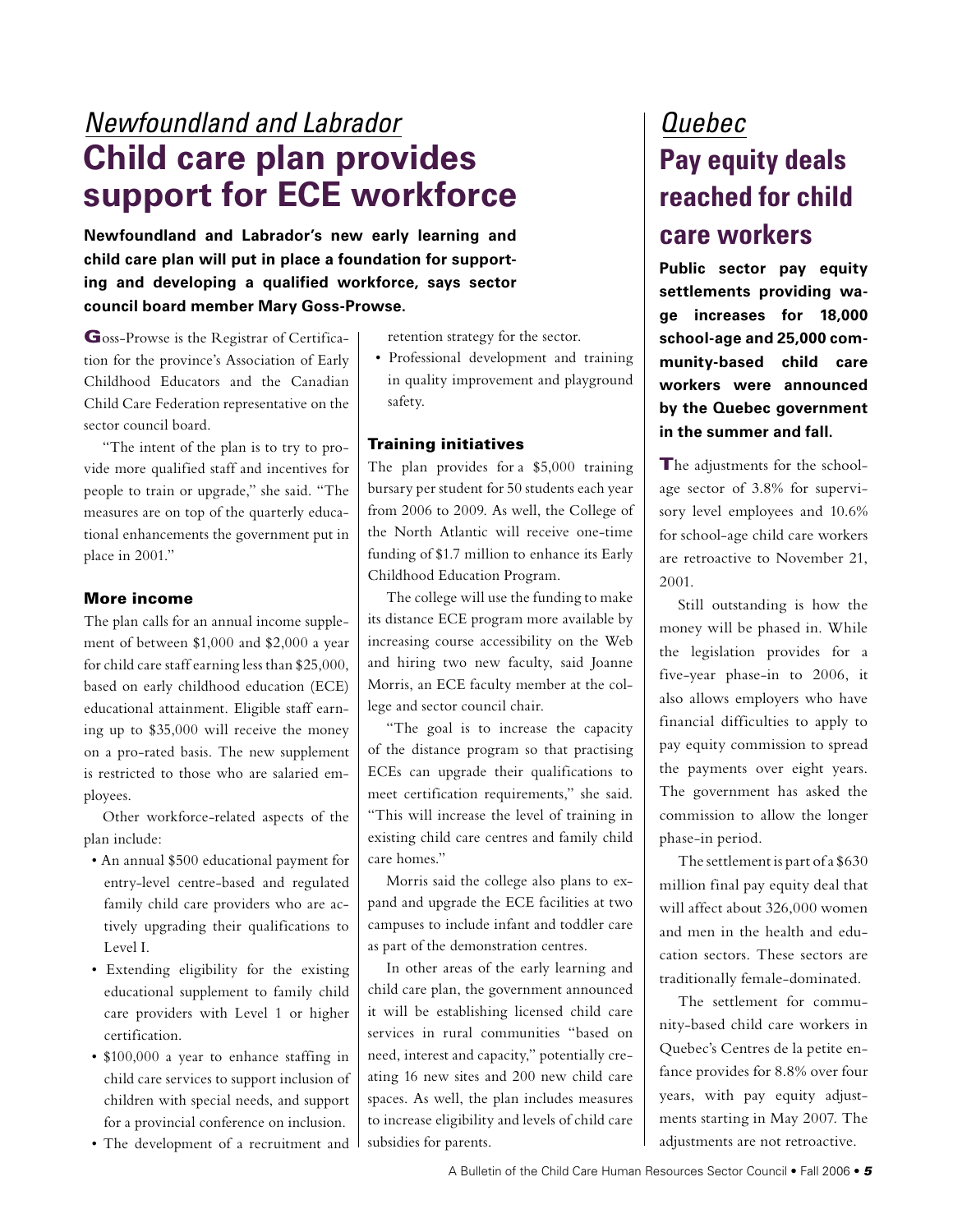*Newfoundland and Labrador*

# Child care plan provides support for ECE workforce

**Newfoundland and Labrador's new early learning and child care plan will put in place a foundation for supporting and developing a qualified workforce, says sector council board member Mary Goss-Prowse.**

Goss-Prowse is the Registrar of Certification for the province's Association of Early Childhood Educators and the Canadian Child Care Federation representative on the sector council board.

"The intent of the plan is to try to provide more qualified staff and incentives for people to train or upgrade," she said. "The measures are on top of the quarterly educational enhancements the government put in place in 2001."

### More income

The plan calls for an annual income supplement of between $1,000 and $2,000 a year for child care staff earning less than $25,000, based on early childhood education (ECE) educational attainment. Eligible staff earning up to $35,000 will receive the money on a pro-rated basis. The new supplement is restricted to those who are salaried employees.

Other workforce-related aspects of the plan include:

- An annual $500 educational payment for entry-level centre-based and regulated family child care providers who are actively upgrading their qualifications to Level I.
- Extending eligibility for the existing educational supplement to family child care providers with Level 1 or higher certification.
- $100,000 a year to enhance staffing in child care services to support inclusion of children with special needs, and support for a provincial conference on inclusion.
- The development of a recruitment and retention strategy for the sector.
- Professional development and training in quality improvement and playground safety.

### Training initiatives

The plan provides for a $5,000 training bursary per student for 50 students each year from 2006 to 2009. As well, the College of the North Atlantic will receive one-time funding of $1.7 million to enhance its Early Childhood Education Program.

The college will use the funding to make its distance ECE program more available by increasing course accessibility on the Web and hiring two new faculty, said Joanne Morris, an ECE faculty member at the college and sector council chair.

"The goal is to increase the capacity of the distance program so that practising ECEs can upgrade their qualifications to meet certification requirements," she said. "This will increase the level of training in existing child care centres and family child care homes."

Morris said the college also plans to expand and upgrade the ECE facilities at two campuses to include infant and toddler care as part of the demonstration centres.

In other areas of the early learning and child care plan, the government announced it will be establishing licensed child care services in rural communities "based on need, interest and capacity," potentially creating 16 new sites and 200 new child care spaces. As well, the plan includes measures to increase eligibility and levels of child care subsidies for parents.

*Quebec*

# Pay equity deals reached for child care workers

**Public sector pay equity settlements providing wage increases for 18,000 school-age and 25,000 community-based child care workers were announced by the Quebec government in the summer and fall.**

The adjustments for the school-age sector of 3.8% for supervisory level employees and 10.6% for school-age child care workers are retroactive to November 21, 2001.

Still outstanding is how the money will be phased in. While the legislation provides for a five-year phase-in to 2006, it also allows employers who have financial difficulties to apply to pay equity commission to spread the payments over eight years. The government has asked the commission to allow the longer phase-in period.

The settlement is part of a $630 million final pay equity deal that will affect about 326,000 women and men in the health and education sectors. These sectors are traditionally female-dominated.

The settlement for community-based child care workers in Quebec's Centres de la petite enfance provides for 8.8% over four years, with pay equity adjustments starting in May 2007. The adjustments are not retroactive.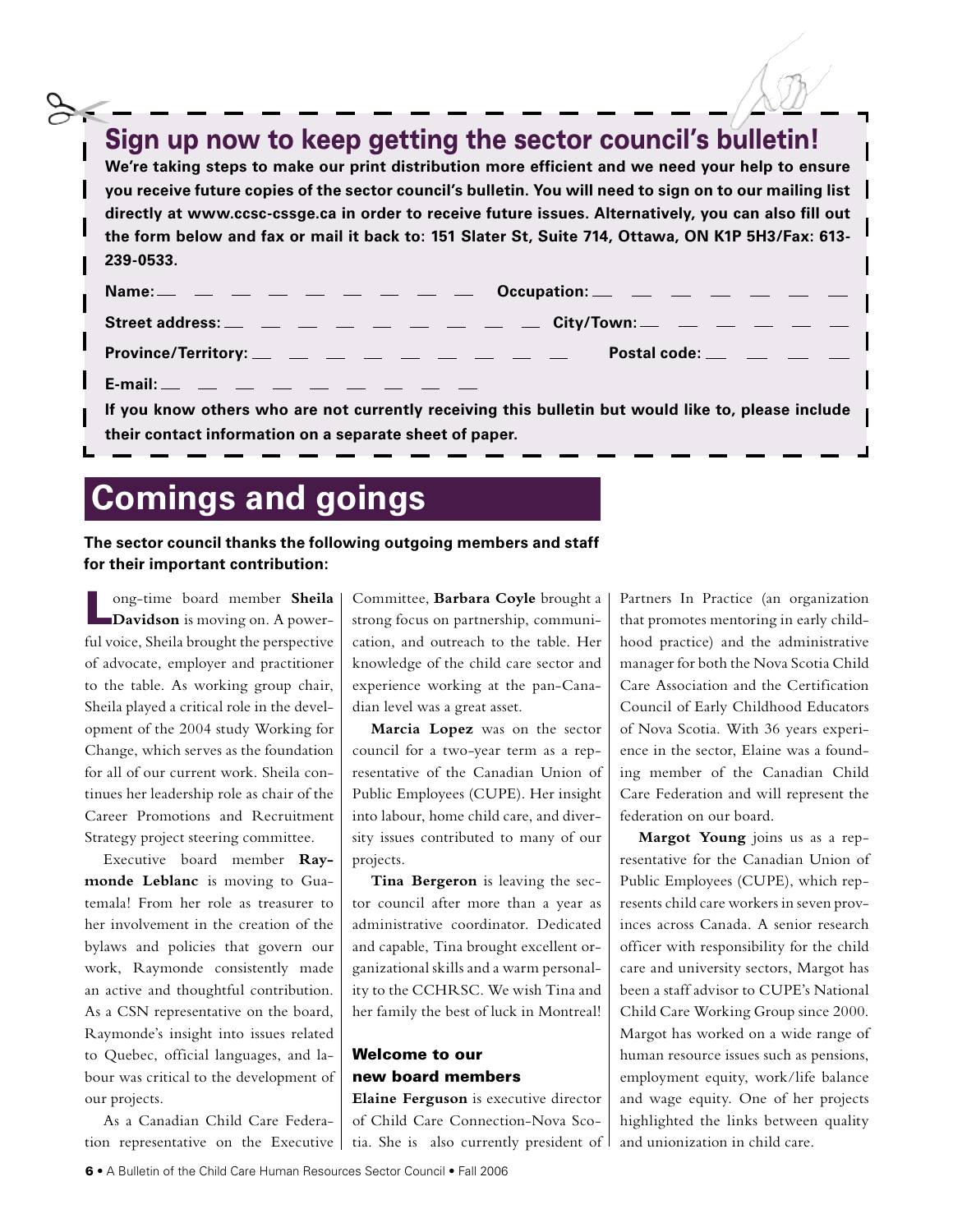## Sign up now to keep getting the sector council's bulletin!

**We're taking steps to make our print distribution more efficient and we need your help to ensure you receive future copies of the sector council's bulletin. You will need to sign on to our mailing list directly at www.ccsc-cssge.ca in order to receive future issues. Alternatively, you can also fill out the form below and fax or mail it back to: 151 Slater St, Suite 714, Ottawa, ON K1P 5H3/Fax: 613-239-0533.**

**Name:** _ _ _ _ _ _ _ _ _ _ **Occupation:** _ _ _ _ _ _ _ _

**Street address:** _ _ _ _ _ _ _ _ _ _ **City/Town:** _ _ _ _ _ _ _

**Province/Territory:** _ _ _ _ _ _ _ _ _ **Postal code:** _ _ _ _

**E-mail:** _ _ _ _ _ _ _ _ _ _

**If you know others who are not currently receiving this bulletin but would like to, please include their contact information on a separate sheet of paper.**

# Comings and goings

**The sector council thanks the following outgoing members and staff for their important contribution:**

Long-time board member **Sheila Davidson** is moving on. A powerful voice, Sheila brought the perspective of advocate, employer and practitioner to the table. As working group chair, Sheila played a critical role in the development of the 2004 study Working for Change, which serves as the foundation for all of our current work. Sheila continues her leadership role as chair of the Career Promotions and Recruitment Strategy project steering committee.

Executive board member **Raymonde Leblanc** is moving to Guatemala! From her role as treasurer to her involvement in the creation of the bylaws and policies that govern our work, Raymonde consistently made an active and thoughtful contribution. As a CSN representative on the board, Raymonde's insight into issues related to Quebec, official languages, and labour was critical to the development of our projects.

As a Canadian Child Care Federation representative on the Executive Committee, **Barbara Coyle** brought a strong focus on partnership, communication, and outreach to the table. Her knowledge of the child care sector and experience working at the pan-Canadian level was a great asset.

**Marcia Lopez** was on the sector council for a two-year term as a representative of the Canadian Union of Public Employees (CUPE). Her insight into labour, home child care, and diversity issues contributed to many of our projects.

**Tina Bergeron** is leaving the sector council after more than a year as administrative coordinator. Dedicated and capable, Tina brought excellent organizational skills and a warm personality to the CCHRSC. We wish Tina and her family the best of luck in Montreal!

### Welcome to our new board members

**Elaine Ferguson** is executive director of Child Care Connection-Nova Scotia. She is also currently president of Partners In Practice (an organization that promotes mentoring in early childhood practice) and the administrative manager for both the Nova Scotia Child Care Association and the Certification Council of Early Childhood Educators of Nova Scotia. With 36 years experience in the sector, Elaine was a founding member of the Canadian Child Care Federation and will represent the federation on our board.

**Margot Young** joins us as a representative for the Canadian Union of Public Employees (CUPE), which represents child care workers in seven provinces across Canada. A senior research officer with responsibility for the child care and university sectors, Margot has been a staff advisor to CUPE's National Child Care Working Group since 2000. Margot has worked on a wide range of human resource issues such as pensions, employment equity, work/life balance and wage equity. One of her projects highlighted the links between quality and unionization in child care.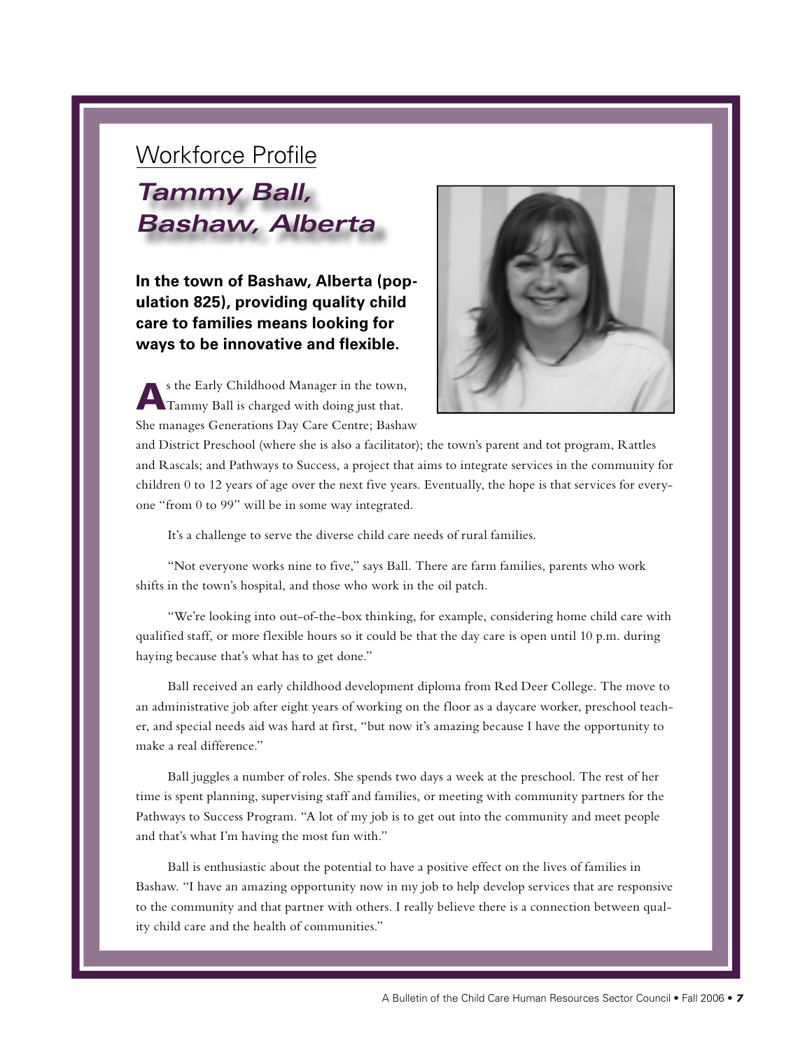## Workforce Profile

# *Tammy Ball, Bashaw, Alberta*

**In the town of Bashaw, Alberta (population 825), providing quality child care to families means looking for ways to be innovative and flexible.**

As the Early Childhood Manager in the town, Tammy Ball is charged with doing just that. She manages Generations Day Care Centre; Bashaw and District Preschool (where she is also a facilitator); the town's parent and tot program, Rattles and Rascals; and Pathways to Success, a project that aims to integrate services in the community for children 0 to 12 years of age over the next five years. Eventually, the hope is that services for everyone "from 0 to 99" will be in some way integrated.

It's a challenge to serve the diverse child care needs of rural families.

"Not everyone works nine to five," says Ball. There are farm families, parents who work shifts in the town's hospital, and those who work in the oil patch.

"We're looking into out-of-the-box thinking, for example, considering home child care with qualified staff, or more flexible hours so it could be that the day care is open until 10 p.m. during haying because that's what has to get done."

Ball received an early childhood development diploma from Red Deer College. The move to an administrative job after eight years of working on the floor as a daycare worker, preschool teacher, and special needs aid was hard at first, "but now it's amazing because I have the opportunity to make a real difference."

Ball juggles a number of roles. She spends two days a week at the preschool. The rest of her time is spent planning, supervising staff and families, or meeting with community partners for the Pathways to Success Program. "A lot of my job is to get out into the community and meet people and that's what I'm having the most fun with."

Ball is enthusiastic about the potential to have a positive effect on the lives of families in Bashaw. "I have an amazing opportunity now in my job to help develop services that are responsive to the community and that partner with others. I really believe there is a connection between quality child care and the health of communities."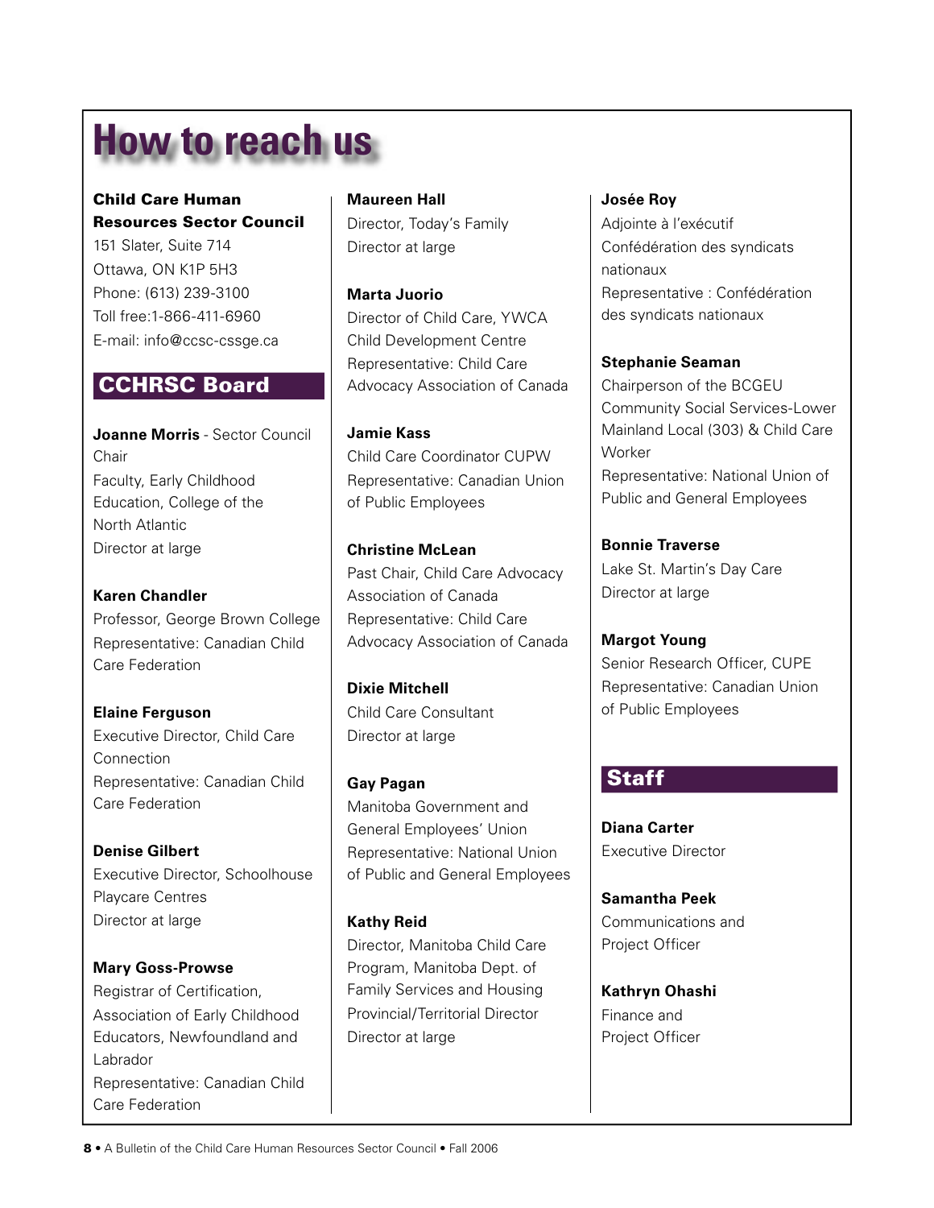# How to reach us

**Child Care Human Resources Sector Council**
151 Slater, Suite 714
Ottawa, ON K1P 5H3
Phone: (613) 239-3100
Toll free:1-866-411-6960
E-mail: info@ccsc-cssge.ca

## CCHRSC Board

**Joanne Morris** - Sector Council Chair
Faculty, Early Childhood Education, College of the North Atlantic
Director at large

**Karen Chandler**
Professor, George Brown College
Representative: Canadian Child Care Federation

**Elaine Ferguson**
Executive Director, Child Care Connection
Representative: Canadian Child Care Federation

**Denise Gilbert**
Executive Director, Schoolhouse Playcare Centres
Director at large

**Mary Goss-Prowse**
Registrar of Certification, Association of Early Childhood Educators, Newfoundland and Labrador
Representative: Canadian Child Care Federation

**Maureen Hall**
Director, Today's Family
Director at large

**Marta Juorio**
Director of Child Care, YWCA Child Development Centre
Representative: Child Care Advocacy Association of Canada

**Jamie Kass**
Child Care Coordinator CUPW
Representative: Canadian Union of Public Employees

**Christine McLean**
Past Chair, Child Care Advocacy Association of Canada
Representative: Child Care Advocacy Association of Canada

**Dixie Mitchell**
Child Care Consultant
Director at large

**Gay Pagan**
Manitoba Government and General Employees' Union
Representative: National Union of Public and General Employees

**Kathy Reid**
Director, Manitoba Child Care Program, Manitoba Dept. of Family Services and Housing
Provincial/Territorial Director
Director at large

**Josée Roy**
Adjointe à l'exécutif
Confédération des syndicats nationaux
Representative : Confédération des syndicats nationaux

**Stephanie Seaman**
Chairperson of the BCGEU Community Social Services-Lower Mainland Local (303) & Child Care Worker
Representative: National Union of Public and General Employees

**Bonnie Traverse**
Lake St. Martin's Day Care
Director at large

**Margot Young**
Senior Research Officer, CUPE
Representative: Canadian Union of Public Employees

## Staff

**Diana Carter**
Executive Director

**Samantha Peek**
Communications and Project Officer

**Kathryn Ohashi**
Finance and Project Officer